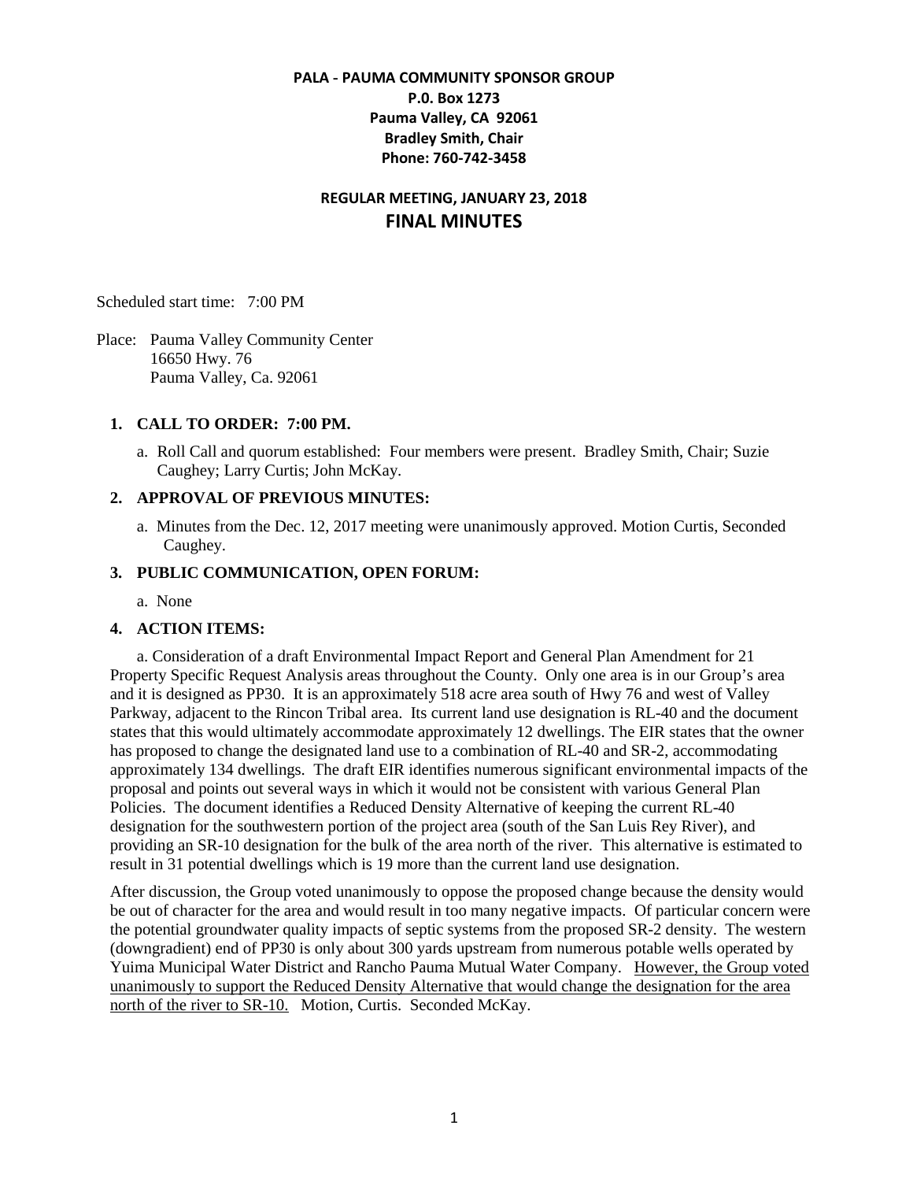**PALA - PAUMA COMMUNITY SPONSOR GROUP**
**P.0. Box 1273**
**Pauma Valley, CA 92061**
**Bradley Smith, Chair**
**Phone: 760-742-3458**

**REGULAR MEETING, JANUARY 23, 2018**

# FINAL MINUTES

Scheduled start time: 7:00 PM

Place: Pauma Valley Community Center
16650 Hwy. 76
Pauma Valley, Ca. 92061

1. **CALL TO ORDER: 7:00 PM.**

   a. Roll Call and quorum established: Four members were present. Bradley Smith, Chair; Suzie Caughey; Larry Curtis; John McKay.

2. **APPROVAL OF PREVIOUS MINUTES:**

   a. Minutes from the Dec. 12, 2017 meeting were unanimously approved. Motion Curtis, Seconded Caughey.

3. **PUBLIC COMMUNICATION, OPEN FORUM:**

   a. None

4. **ACTION ITEMS:**

   a. Consideration of a draft Environmental Impact Report and General Plan Amendment for 21 Property Specific Request Analysis areas throughout the County. Only one area is in our Group's area and it is designed as PP30. It is an approximately 518 acre area south of Hwy 76 and west of Valley Parkway, adjacent to the Rincon Tribal area. Its current land use designation is RL-40 and the document states that this would ultimately accommodate approximately 12 dwellings. The EIR states that the owner has proposed to change the designated land use to a combination of RL-40 and SR-2, accommodating approximately 134 dwellings. The draft EIR identifies numerous significant environmental impacts of the proposal and points out several ways in which it would not be consistent with various General Plan Policies. The document identifies a Reduced Density Alternative of keeping the current RL-40 designation for the southwestern portion of the project area (south of the San Luis Rey River), and providing an SR-10 designation for the bulk of the area north of the river. This alternative is estimated to result in 31 potential dwellings which is 19 more than the current land use designation.

   After discussion, the Group voted unanimously to oppose the proposed change because the density would be out of character for the area and would result in too many negative impacts. Of particular concern were the potential groundwater quality impacts of septic systems from the proposed SR-2 density. The western (downgradient) end of PP30 is only about 300 yards upstream from numerous potable wells operated by Yuima Municipal Water District and Rancho Pauma Mutual Water Company. <u>However, the Group voted unanimously to support the Reduced Density Alternative that would change the designation for the area north of the river to SR-10.</u> Motion, Curtis. Seconded McKay.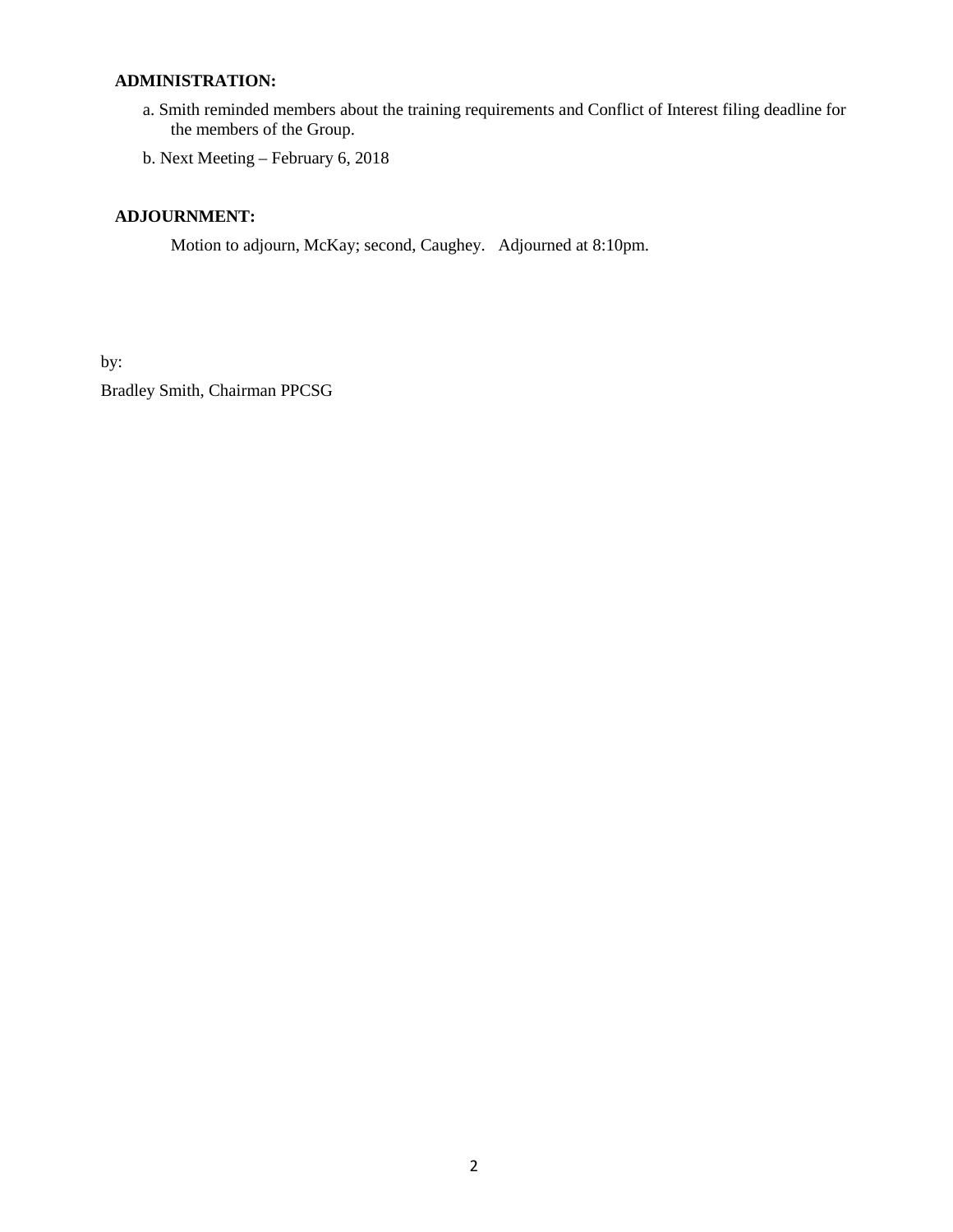**ADMINISTRATION:**

a. Smith reminded members about the training requirements and Conflict of Interest filing deadline for the members of the Group.

b. Next Meeting – February 6, 2018

**ADJOURNMENT:**

Motion to adjourn, McKay; second, Caughey. Adjourned at 8:10pm.

by:

Bradley Smith, Chairman PPCSG